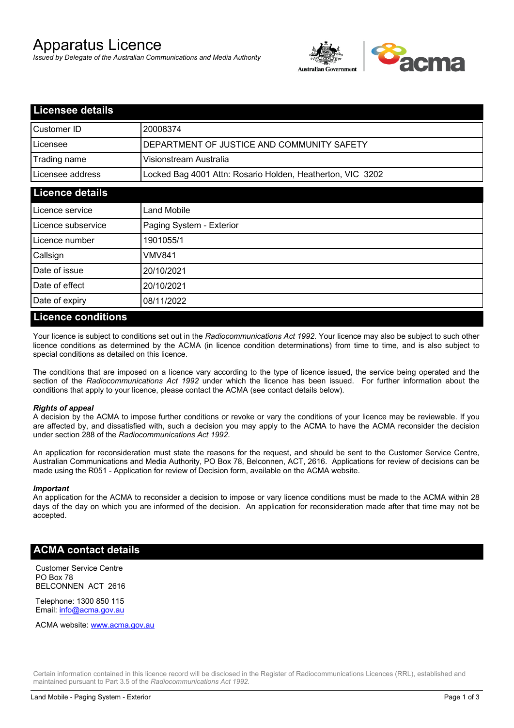# Apparatus Licence

*Issued by Delegate of the Australian Communications and Media Authority*

## Licensee details

| | |
|---|---|
| Customer ID | 20008374 |
| Licensee | DEPARTMENT OF JUSTICE AND COMMUNITY SAFETY |
| Trading name | Visionstream Australia |
| Licensee address | Locked Bag 4001 Attn: Rosario Holden, Heatherton, VIC 3202 |

## Licence details

| | |
|---|---|
| Licence service | Land Mobile |
| Licence subservice | Paging System - Exterior |
| Licence number | 1901055/1 |
| Callsign | VMV841 |
| Date of issue | 20/10/2021 |
| Date of effect | 20/10/2021 |
| Date of expiry | 08/11/2022 |

## Licence conditions

Your licence is subject to conditions set out in the *Radiocommunications Act 1992*. Your licence may also be subject to such other licence conditions as determined by the ACMA (in licence condition determinations) from time to time, and is also subject to special conditions as detailed on this licence.

The conditions that are imposed on a licence vary according to the type of licence issued, the service being operated and the section of the *Radiocommunications Act 1992* under which the licence has been issued. For further information about the conditions that apply to your licence, please contact the ACMA (see contact details below).

***Rights of appeal***

A decision by the ACMA to impose further conditions or revoke or vary the conditions of your licence may be reviewable. If you are affected by, and dissatisfied with, such a decision you may apply to the ACMA to have the ACMA reconsider the decision under section 288 of the *Radiocommunications Act 1992*.

An application for reconsideration must state the reasons for the request, and should be sent to the Customer Service Centre, Australian Communications and Media Authority, PO Box 78, Belconnen, ACT, 2616. Applications for review of decisions can be made using the R051 - Application for review of Decision form, available on the ACMA website.

***Important***

An application for the ACMA to reconsider a decision to impose or vary licence conditions must be made to the ACMA within 28 days of the day on which you are informed of the decision. An application for reconsideration made after that time may not be accepted.

## ACMA contact details

Customer Service Centre
PO Box 78
BELCONNEN ACT 2616

Telephone: 1300 850 115
Email: info@acma.gov.au

ACMA website: www.acma.gov.au

Certain information contained in this licence record will be disclosed in the Register of Radiocommunications Licences (RRL), established and maintained pursuant to Part 3.5 of the *Radiocommunications Act 1992.*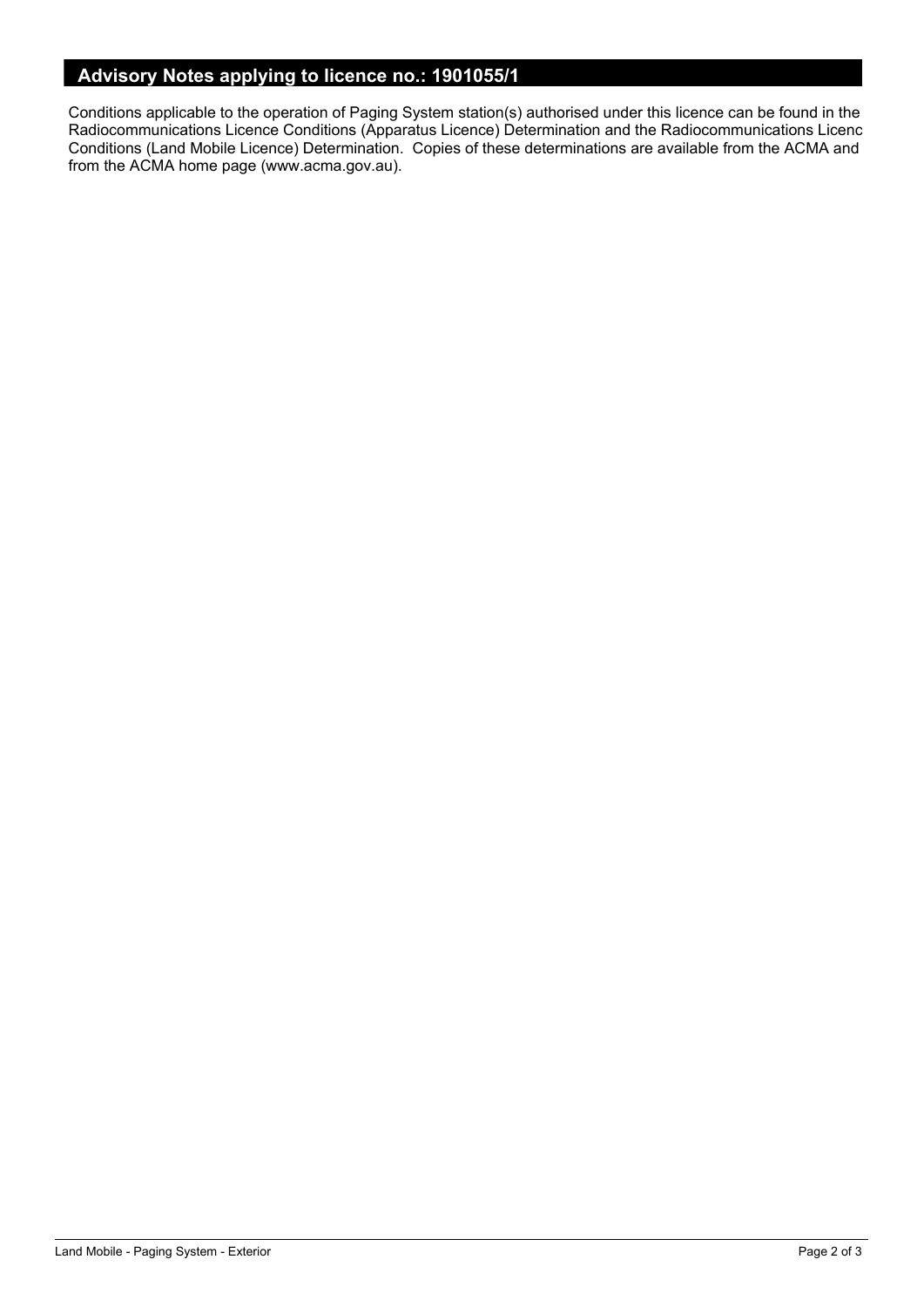## Advisory Notes applying to licence no.: 1901055/1

Conditions applicable to the operation of Paging System station(s) authorised under this licence can be found in the Radiocommunications Licence Conditions (Apparatus Licence) Determination and the Radiocommunications Licenc Conditions (Land Mobile Licence) Determination. Copies of these determinations are available from the ACMA and from the ACMA home page (www.acma.gov.au).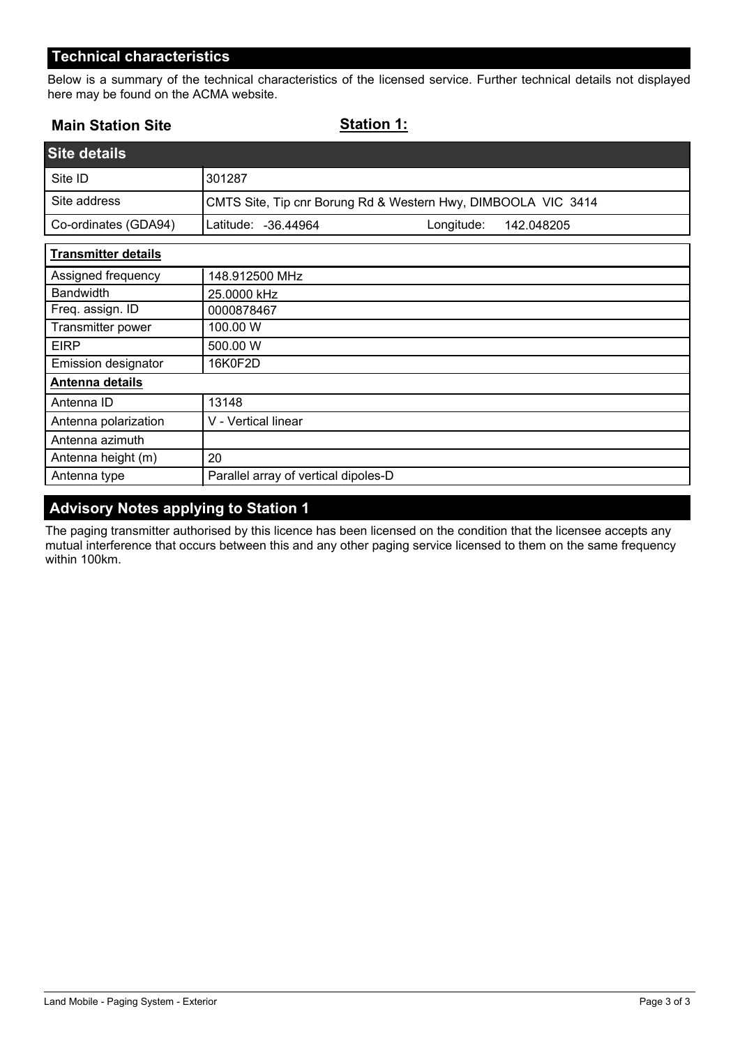## Technical characteristics

Below is a summary of the technical characteristics of the licensed service. Further technical details not displayed here may be found on the ACMA website.

**Main Station Site** **Station 1:**

| Site details | | |
|---|---|---|
| Site ID | 301287 | |
| Site address | CMTS Site, Tip cnr Borung Rd & Western Hwy, DIMBOOLA VIC 3414 | |
| Co-ordinates (GDA94) | Latitude: -36.44964 | Longitude: 142.048205 |

| Transmitter details | |
|---|---|
| Assigned frequency | 148.912500 MHz |
| Bandwidth | 25.0000 kHz |
| Freq. assign. ID | 0000878467 |
| Transmitter power | 100.00 W |
| EIRP | 500.00 W |
| Emission designator | 16K0F2D |
| **Antenna details** | |
| Antenna ID | 13148 |
| Antenna polarization | V - Vertical linear |
| Antenna azimuth | |
| Antenna height (m) | 20 |
| Antenna type | Parallel array of vertical dipoles-D |

## Advisory Notes applying to Station 1

The paging transmitter authorised by this licence has been licensed on the condition that the licensee accepts any mutual interference that occurs between this and any other paging service licensed to them on the same frequency within 100km.